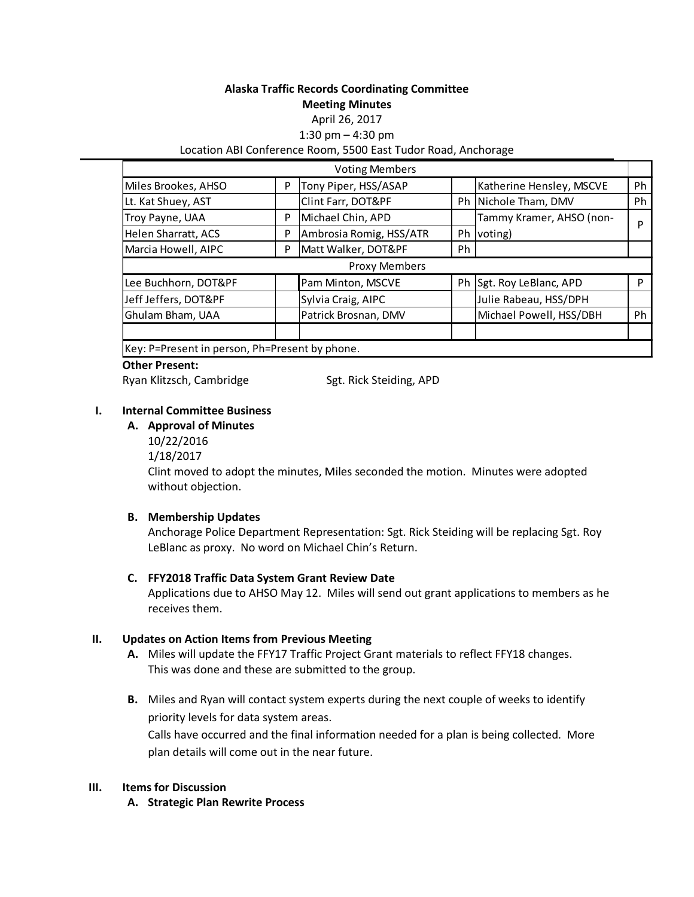**Alaska Traffic Records Coordinating Committee**

**Meeting Minutes**

April 26, 2017

1:30 pm – 4:30 pm

Location ABI Conference Room, 5500 East Tudor Road, Anchorage

| Voting Members | | | | | |
|---|---|---|---|---|---|
| Miles Brookes, AHSO | P | Tony Piper, HSS/ASAP | | Katherine Hensley, MSCVE | Ph |
| Lt. Kat Shuey, AST | | Clint Farr, DOT&PF | Ph | Nichole Tham, DMV | Ph |
| Troy Payne, UAA | P | Michael Chin, APD | | Tammy Kramer, AHSO (non-voting) | P |
| Helen Sharratt, ACS | P | Ambrosia Romig, HSS/ATR | Ph | | |
| Marcia Howell, AIPC | P | Matt Walker, DOT&PF | Ph | | |
| **Proxy Members** | | | | | |
| Lee Buchhorn, DOT&PF | | Pam Minton, MSCVE | Ph | Sgt. Roy LeBlanc, APD | P |
| Jeff Jeffers, DOT&PF | | Sylvia Craig, AIPC | | Julie Rabeau, HSS/DPH | |
| Ghulam Bham, UAA | | Patrick Brosnan, DMV | | Michael Powell, HSS/DBH | Ph |
| | | | | | |
| Key: P=Present in person, Ph=Present by phone. | | | | | |

**Other Present:**

Ryan Klitzsch, Cambridge — Sgt. Rick Steiding, APD

## I. Internal Committee Business

### A. Approval of Minutes

10/22/2016

1/18/2017

Clint moved to adopt the minutes, Miles seconded the motion. Minutes were adopted without objection.

### B. Membership Updates

Anchorage Police Department Representation: Sgt. Rick Steiding will be replacing Sgt. Roy LeBlanc as proxy. No word on Michael Chin's Return.

### C. FFY2018 Traffic Data System Grant Review Date

Applications due to AHSO May 12. Miles will send out grant applications to members as he receives them.

## II. Updates on Action Items from Previous Meeting

**A.** Miles will update the FFY17 Traffic Project Grant materials to reflect FFY18 changes.
This was done and these are submitted to the group.

**B.** Miles and Ryan will contact system experts during the next couple of weeks to identify priority levels for data system areas.
Calls have occurred and the final information needed for a plan is being collected. More plan details will come out in the near future.

## III. Items for Discussion

### A. Strategic Plan Rewrite Process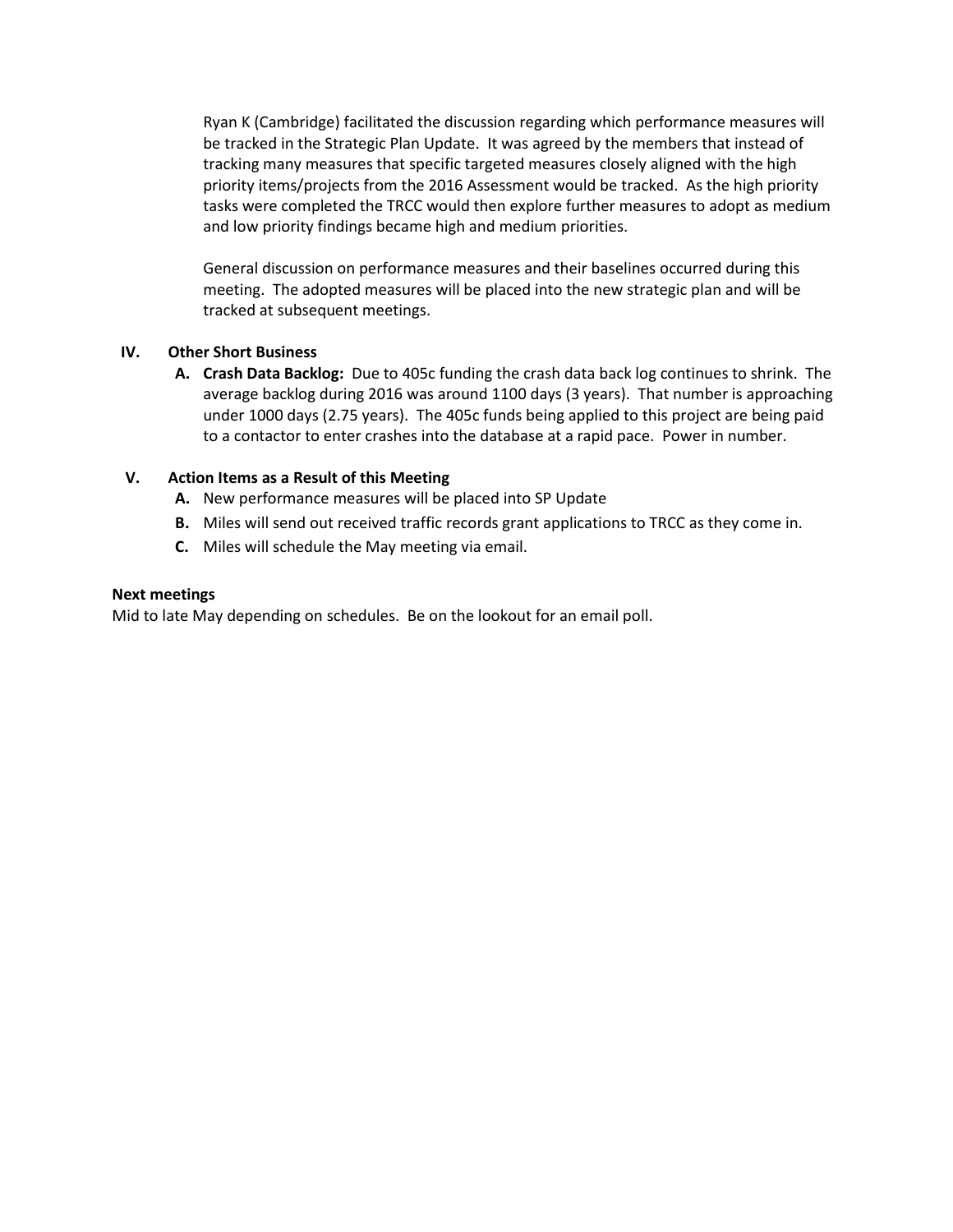Ryan K (Cambridge) facilitated the discussion regarding which performance measures will be tracked in the Strategic Plan Update. It was agreed by the members that instead of tracking many measures that specific targeted measures closely aligned with the high priority items/projects from the 2016 Assessment would be tracked. As the high priority tasks were completed the TRCC would then explore further measures to adopt as medium and low priority findings became high and medium priorities.

General discussion on performance measures and their baselines occurred during this meeting. The adopted measures will be placed into the new strategic plan and will be tracked at subsequent meetings.

## IV. Other Short Business

**A. Crash Data Backlog:** Due to 405c funding the crash data back log continues to shrink. The average backlog during 2016 was around 1100 days (3 years). That number is approaching under 1000 days (2.75 years). The 405c funds being applied to this project are being paid to a contactor to enter crashes into the database at a rapid pace. Power in number.

## V. Action Items as a Result of this Meeting

**A.** New performance measures will be placed into SP Update

**B.** Miles will send out received traffic records grant applications to TRCC as they come in.

**C.** Miles will schedule the May meeting via email.

**Next meetings**

Mid to late May depending on schedules. Be on the lookout for an email poll.